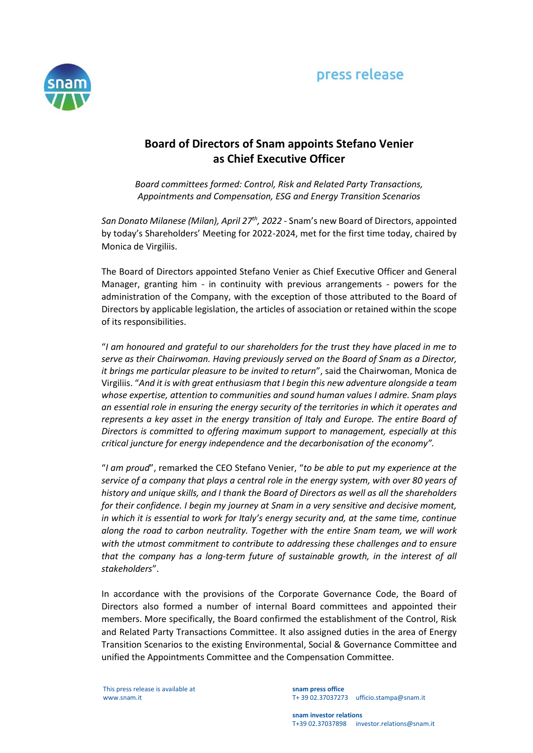press release

# Board of Directors of Snam appoints Stefano Venier as Chief Executive Officer

*Board committees formed: Control, Risk and Related Party Transactions, Appointments and Compensation, ESG and Energy Transition Scenarios*

*San Donato Milanese (Milan), April 27th, 2022* - Snam's new Board of Directors, appointed by today's Shareholders' Meeting for 2022-2024, met for the first time today, chaired by Monica de Virgiliis.

The Board of Directors appointed Stefano Venier as Chief Executive Officer and General Manager, granting him - in continuity with previous arrangements - powers for the administration of the Company, with the exception of those attributed to the Board of Directors by applicable legislation, the articles of association or retained within the scope of its responsibilities.

"*I am honoured and grateful to our shareholders for the trust they have placed in me to serve as their Chairwoman. Having previously served on the Board of Snam as a Director, it brings me particular pleasure to be invited to return*", said the Chairwoman, Monica de Virgiliis. "*And it is with great enthusiasm that I begin this new adventure alongside a team whose expertise, attention to communities and sound human values I admire. Snam plays an essential role in ensuring the energy security of the territories in which it operates and represents a key asset in the energy transition of Italy and Europe. The entire Board of Directors is committed to offering maximum support to management, especially at this critical juncture for energy independence and the decarbonisation of the economy".*

"*I am proud*", remarked the CEO Stefano Venier, "*to be able to put my experience at the service of a company that plays a central role in the energy system, with over 80 years of history and unique skills, and I thank the Board of Directors as well as all the shareholders for their confidence. I begin my journey at Snam in a very sensitive and decisive moment, in which it is essential to work for Italy's energy security and, at the same time, continue along the road to carbon neutrality. Together with the entire Snam team, we will work with the utmost commitment to contribute to addressing these challenges and to ensure that the company has a long-term future of sustainable growth, in the interest of all stakeholders*".

In accordance with the provisions of the Corporate Governance Code, the Board of Directors also formed a number of internal Board committees and appointed their members. More specifically, the Board confirmed the establishment of the Control, Risk and Related Party Transactions Committee. It also assigned duties in the area of Energy Transition Scenarios to the existing Environmental, Social & Governance Committee and unified the Appointments Committee and the Compensation Committee.

This press release is available at www.snam.it

**snam press office**
T+ 39 02.37037273 ufficio.stampa@snam.it

**snam investor relations**
T+39 02.37037898 investor.relations@snam.it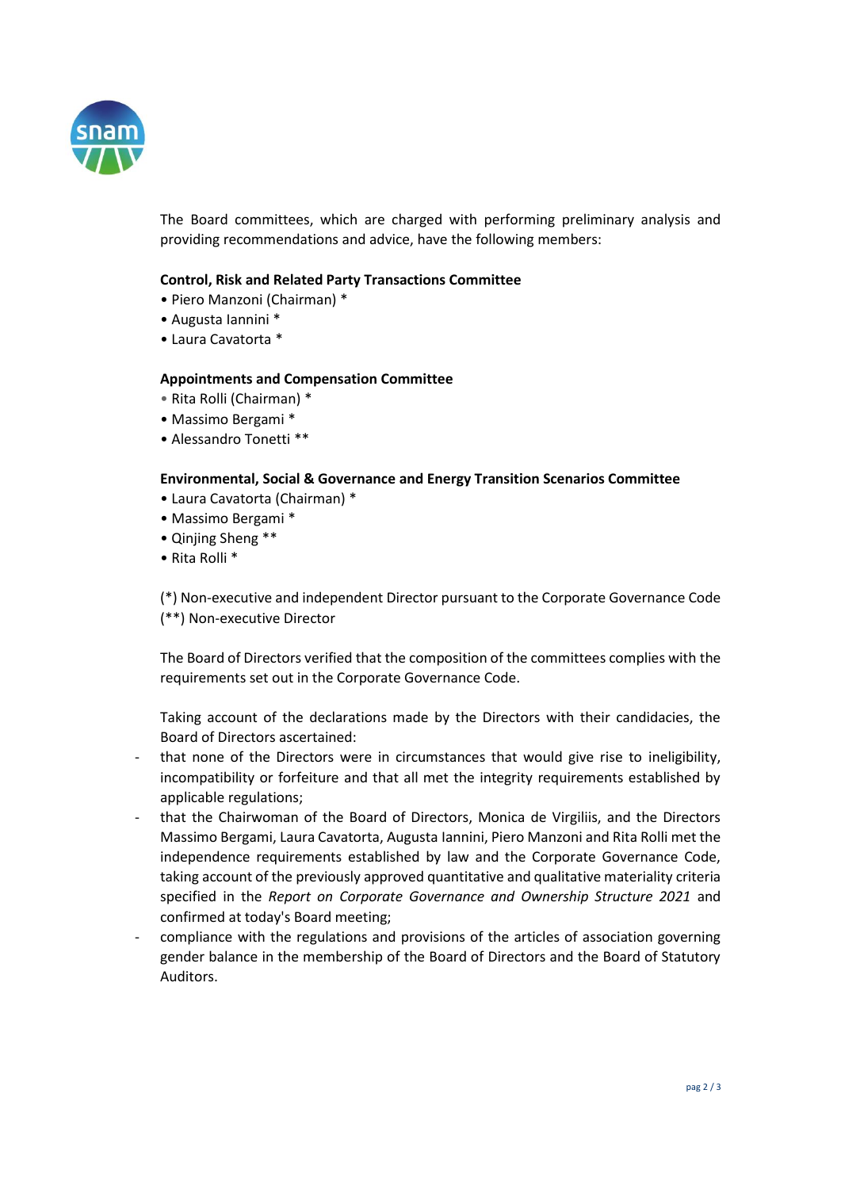The Board committees, which are charged with performing preliminary analysis and providing recommendations and advice, have the following members:

**Control, Risk and Related Party Transactions Committee**

- Piero Manzoni (Chairman) *
- Augusta Iannini *
- Laura Cavatorta *

**Appointments and Compensation Committee**

- Rita Rolli (Chairman) *
- Massimo Bergami *
- Alessandro Tonetti **

**Environmental, Social & Governance and Energy Transition Scenarios Committee**

- Laura Cavatorta (Chairman) *
- Massimo Bergami *
- Qinjing Sheng **
- Rita Rolli *

(*) Non-executive and independent Director pursuant to the Corporate Governance Code
(**) Non-executive Director

The Board of Directors verified that the composition of the committees complies with the requirements set out in the Corporate Governance Code.

Taking account of the declarations made by the Directors with their candidacies, the Board of Directors ascertained:

- that none of the Directors were in circumstances that would give rise to ineligibility, incompatibility or forfeiture and that all met the integrity requirements established by applicable regulations;
- that the Chairwoman of the Board of Directors, Monica de Virgiliis, and the Directors Massimo Bergami, Laura Cavatorta, Augusta Iannini, Piero Manzoni and Rita Rolli met the independence requirements established by law and the Corporate Governance Code, taking account of the previously approved quantitative and qualitative materiality criteria specified in the *Report on Corporate Governance and Ownership Structure 2021* and confirmed at today's Board meeting;
- compliance with the regulations and provisions of the articles of association governing gender balance in the membership of the Board of Directors and the Board of Statutory Auditors.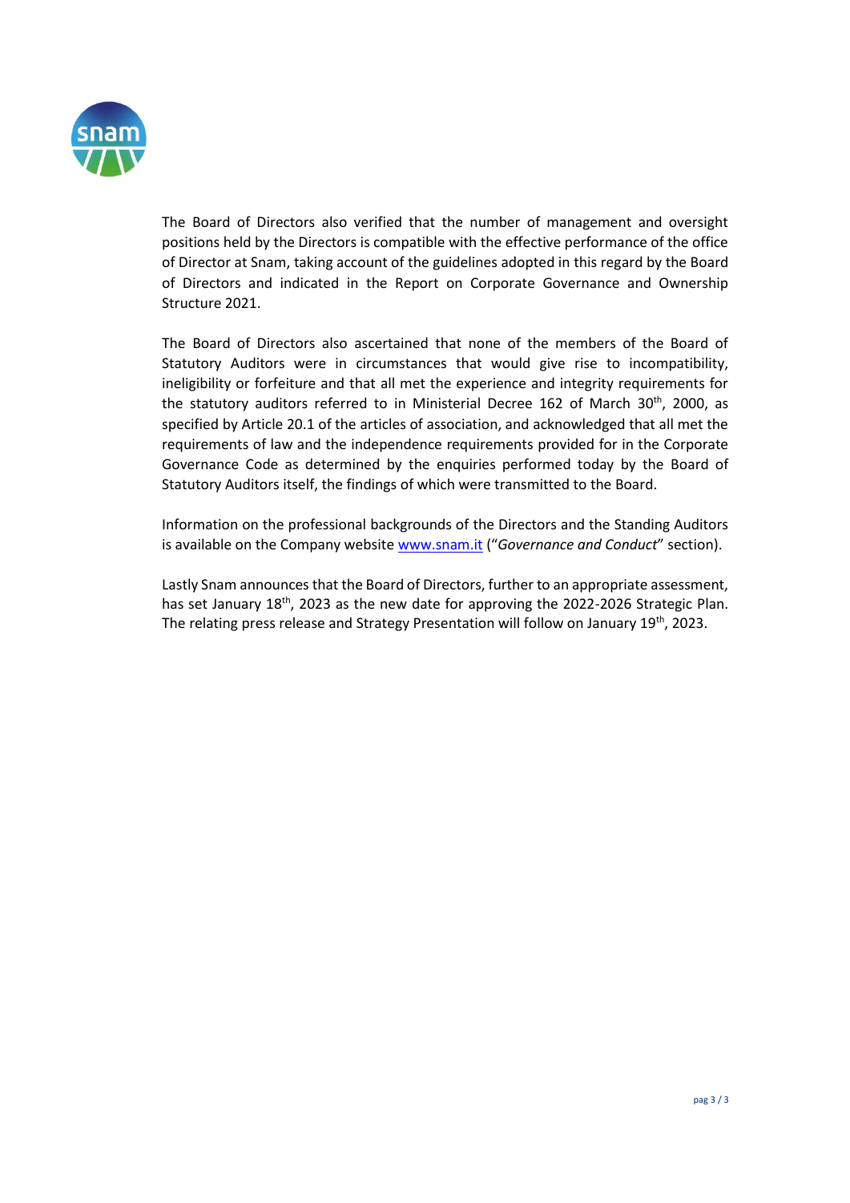The Board of Directors also verified that the number of management and oversight positions held by the Directors is compatible with the effective performance of the office of Director at Snam, taking account of the guidelines adopted in this regard by the Board of Directors and indicated in the Report on Corporate Governance and Ownership Structure 2021.

The Board of Directors also ascertained that none of the members of the Board of Statutory Auditors were in circumstances that would give rise to incompatibility, ineligibility or forfeiture and that all met the experience and integrity requirements for the statutory auditors referred to in Ministerial Decree 162 of March 30th, 2000, as specified by Article 20.1 of the articles of association, and acknowledged that all met the requirements of law and the independence requirements provided for in the Corporate Governance Code as determined by the enquiries performed today by the Board of Statutory Auditors itself, the findings of which were transmitted to the Board.

Information on the professional backgrounds of the Directors and the Standing Auditors is available on the Company website www.snam.it ("*Governance and Conduct*" section).

Lastly Snam announces that the Board of Directors, further to an appropriate assessment, has set January 18th, 2023 as the new date for approving the 2022-2026 Strategic Plan. The relating press release and Strategy Presentation will follow on January 19th, 2023.